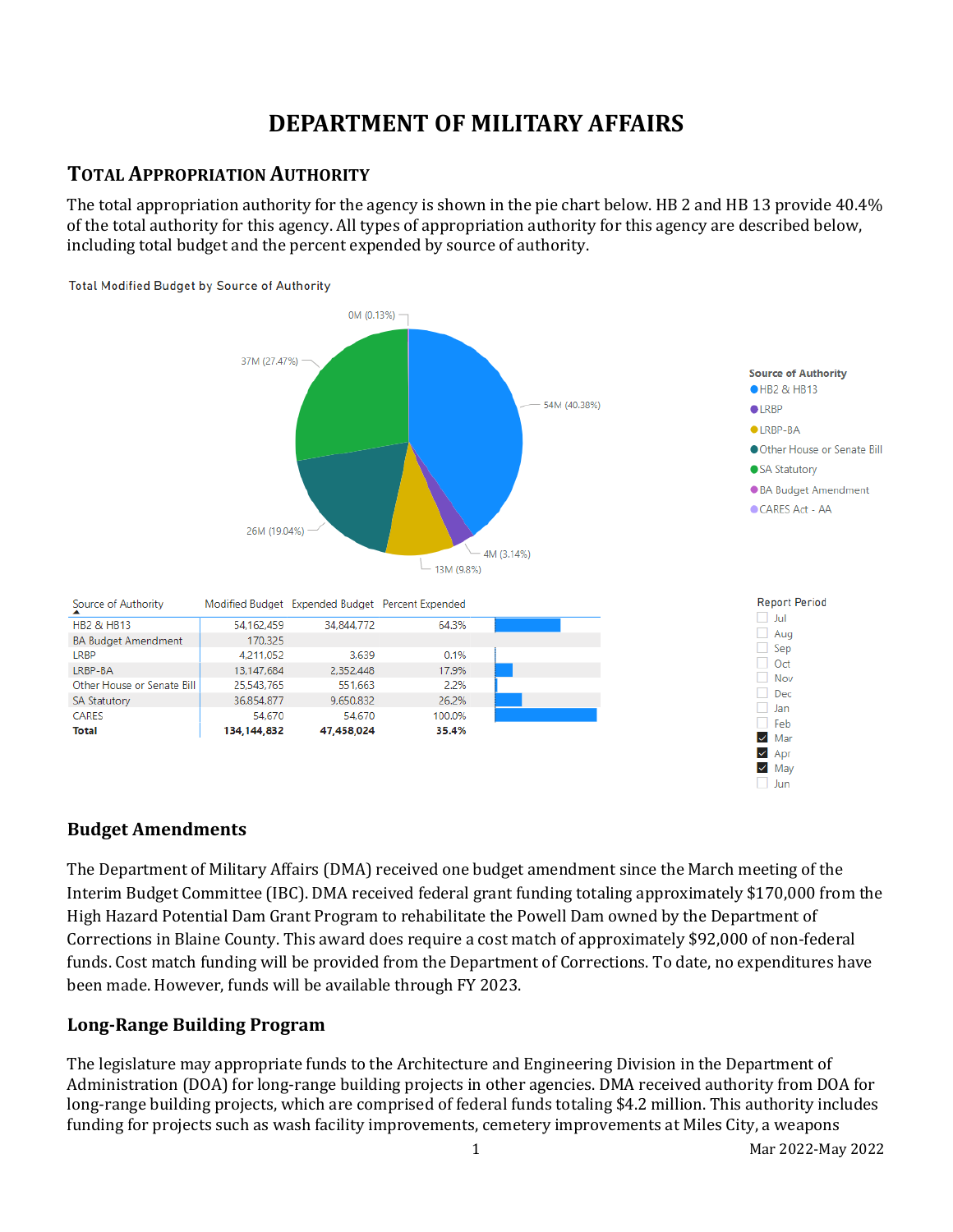# DEPARTMENT OF MILITARY AFFAIRS

## TOTAL APPROPRIATION AUTHORITY

The total appropriation authority for the agency is shown in the pie chart below. HB 2 and HB 13 provide 40.4% of the total authority for this agency. All types of appropriation authority for this agency are described below, including total budget and the percent expended by source of authority.

Total Modified Budget by Source of Authority

| Source of Authority | Modified Budget | Expended Budget | Percent Expended |
|---|---|---|---|
| HB2 & HB13 | 54,162,459 | 34,844,772 | 64.3% |
| BA Budget Amendment | 170,325 | | |
| LRBP | 4,211,052 | 3,639 | 0.1% |
| LRBP-BA | 13,147,684 | 2,352,448 | 17.9% |
| Other House or Senate Bill | 25,543,765 | 551,663 | 2.2% |
| SA Statutory | 36,854,877 | 9,650,832 | 26.2% |
| CARES | 54,670 | 54,670 | 100.0% |
| **Total** | **134,144,832** | **47,458,024** | **35.4%** |

### Budget Amendments

The Department of Military Affairs (DMA) received one budget amendment since the March meeting of the Interim Budget Committee (IBC). DMA received federal grant funding totaling approximately $170,000 from the High Hazard Potential Dam Grant Program to rehabilitate the Powell Dam owned by the Department of Corrections in Blaine County. This award does require a cost match of approximately $92,000 of non-federal funds. Cost match funding will be provided from the Department of Corrections. To date, no expenditures have been made. However, funds will be available through FY 2023.

### Long-Range Building Program

The legislature may appropriate funds to the Architecture and Engineering Division in the Department of Administration (DOA) for long-range building projects in other agencies. DMA received authority from DOA for long-range building projects, which are comprised of federal funds totaling $4.2 million. This authority includes funding for projects such as wash facility improvements, cemetery improvements at Miles City, a weapons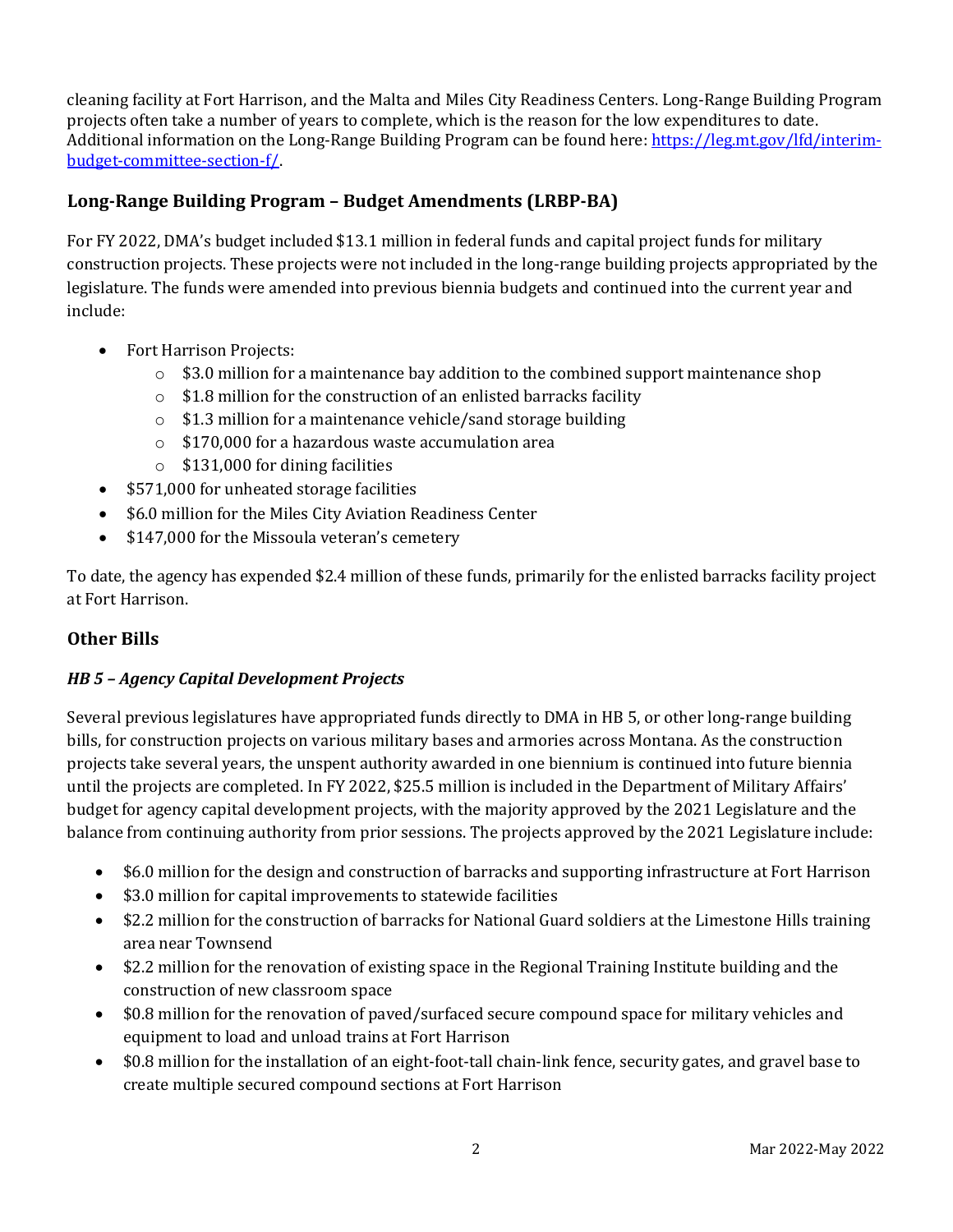cleaning facility at Fort Harrison, and the Malta and Miles City Readiness Centers. Long-Range Building Program projects often take a number of years to complete, which is the reason for the low expenditures to date. Additional information on the Long-Range Building Program can be found here: [https://leg.mt.gov/lfd/interim-budget-committee-section-f/](https://leg.mt.gov/lfd/interim-budget-committee-section-f/).

## Long-Range Building Program – Budget Amendments (LRBP-BA)

For FY 2022, DMA's budget included $13.1 million in federal funds and capital project funds for military construction projects. These projects were not included in the long-range building projects appropriated by the legislature. The funds were amended into previous biennia budgets and continued into the current year and include:

- Fort Harrison Projects:
  - $3.0 million for a maintenance bay addition to the combined support maintenance shop
  - $1.8 million for the construction of an enlisted barracks facility
  - $1.3 million for a maintenance vehicle/sand storage building
  - $170,000 for a hazardous waste accumulation area
  - $131,000 for dining facilities
- $571,000 for unheated storage facilities
- $6.0 million for the Miles City Aviation Readiness Center
- $147,000 for the Missoula veteran's cemetery

To date, the agency has expended $2.4 million of these funds, primarily for the enlisted barracks facility project at Fort Harrison.

## Other Bills

### *HB 5 – Agency Capital Development Projects*

Several previous legislatures have appropriated funds directly to DMA in HB 5, or other long-range building bills, for construction projects on various military bases and armories across Montana. As the construction projects take several years, the unspent authority awarded in one biennium is continued into future biennia until the projects are completed. In FY 2022, $25.5 million is included in the Department of Military Affairs' budget for agency capital development projects, with the majority approved by the 2021 Legislature and the balance from continuing authority from prior sessions. The projects approved by the 2021 Legislature include:

- $6.0 million for the design and construction of barracks and supporting infrastructure at Fort Harrison
- $3.0 million for capital improvements to statewide facilities
- $2.2 million for the construction of barracks for National Guard soldiers at the Limestone Hills training area near Townsend
- $2.2 million for the renovation of existing space in the Regional Training Institute building and the construction of new classroom space
- $0.8 million for the renovation of paved/surfaced secure compound space for military vehicles and equipment to load and unload trains at Fort Harrison
- $0.8 million for the installation of an eight-foot-tall chain-link fence, security gates, and gravel base to create multiple secured compound sections at Fort Harrison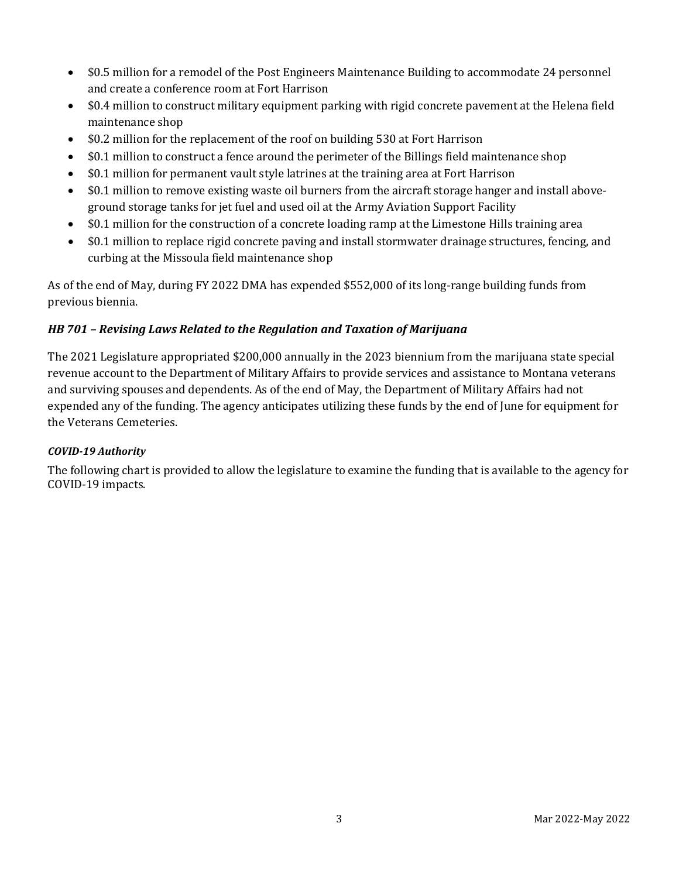- $0.5 million for a remodel of the Post Engineers Maintenance Building to accommodate 24 personnel and create a conference room at Fort Harrison
- $0.4 million to construct military equipment parking with rigid concrete pavement at the Helena field maintenance shop
- $0.2 million for the replacement of the roof on building 530 at Fort Harrison
- $0.1 million to construct a fence around the perimeter of the Billings field maintenance shop
- $0.1 million for permanent vault style latrines at the training area at Fort Harrison
- $0.1 million to remove existing waste oil burners from the aircraft storage hanger and install above-ground storage tanks for jet fuel and used oil at the Army Aviation Support Facility
- $0.1 million for the construction of a concrete loading ramp at the Limestone Hills training area
- $0.1 million to replace rigid concrete paving and install stormwater drainage structures, fencing, and curbing at the Missoula field maintenance shop

As of the end of May, during FY 2022 DMA has expended $552,000 of its long-range building funds from previous biennia.

### *HB 701 – Revising Laws Related to the Regulation and Taxation of Marijuana*

The 2021 Legislature appropriated $200,000 annually in the 2023 biennium from the marijuana state special revenue account to the Department of Military Affairs to provide services and assistance to Montana veterans and surviving spouses and dependents. As of the end of May, the Department of Military Affairs had not expended any of the funding. The agency anticipates utilizing these funds by the end of June for equipment for the Veterans Cemeteries.

#### *COVID-19 Authority*

The following chart is provided to allow the legislature to examine the funding that is available to the agency for COVID-19 impacts.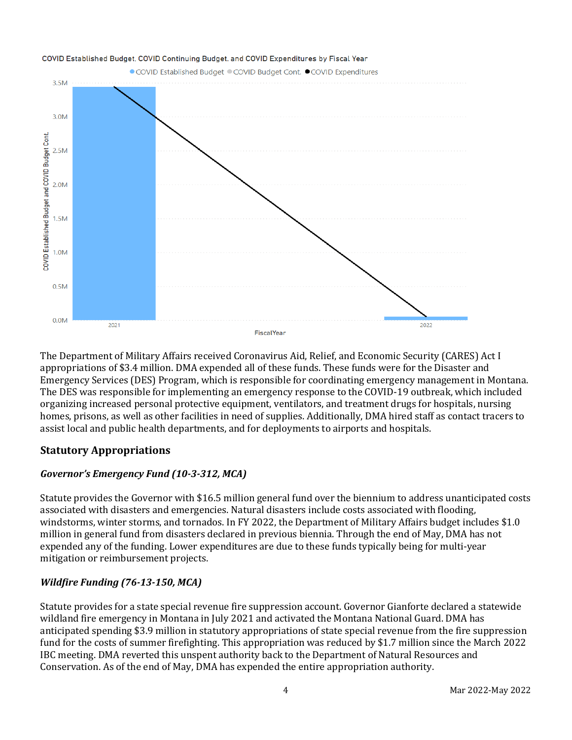COVID Established Budget, COVID Continuing Budget, and COVID Expenditures by Fiscal Year

The Department of Military Affairs received Coronavirus Aid, Relief, and Economic Security (CARES) Act I appropriations of $3.4 million. DMA expended all of these funds. These funds were for the Disaster and Emergency Services (DES) Program, which is responsible for coordinating emergency management in Montana. The DES was responsible for implementing an emergency response to the COVID-19 outbreak, which included organizing increased personal protective equipment, ventilators, and treatment drugs for hospitals, nursing homes, prisons, as well as other facilities in need of supplies. Additionally, DMA hired staff as contact tracers to assist local and public health departments, and for deployments to airports and hospitals.

## Statutory Appropriations

### *Governor's Emergency Fund (10-3-312, MCA)*

Statute provides the Governor with $16.5 million general fund over the biennium to address unanticipated costs associated with disasters and emergencies. Natural disasters include costs associated with flooding, windstorms, winter storms, and tornados. In FY 2022, the Department of Military Affairs budget includes $1.0 million in general fund from disasters declared in previous biennia. Through the end of May, DMA has not expended any of the funding. Lower expenditures are due to these funds typically being for multi-year mitigation or reimbursement projects.

### *Wildfire Funding (76-13-150, MCA)*

Statute provides for a state special revenue fire suppression account. Governor Gianforte declared a statewide wildland fire emergency in Montana in July 2021 and activated the Montana National Guard. DMA has anticipated spending $3.9 million in statutory appropriations of state special revenue from the fire suppression fund for the costs of summer firefighting. This appropriation was reduced by $1.7 million since the March 2022 IBC meeting. DMA reverted this unspent authority back to the Department of Natural Resources and Conservation. As of the end of May, DMA has expended the entire appropriation authority.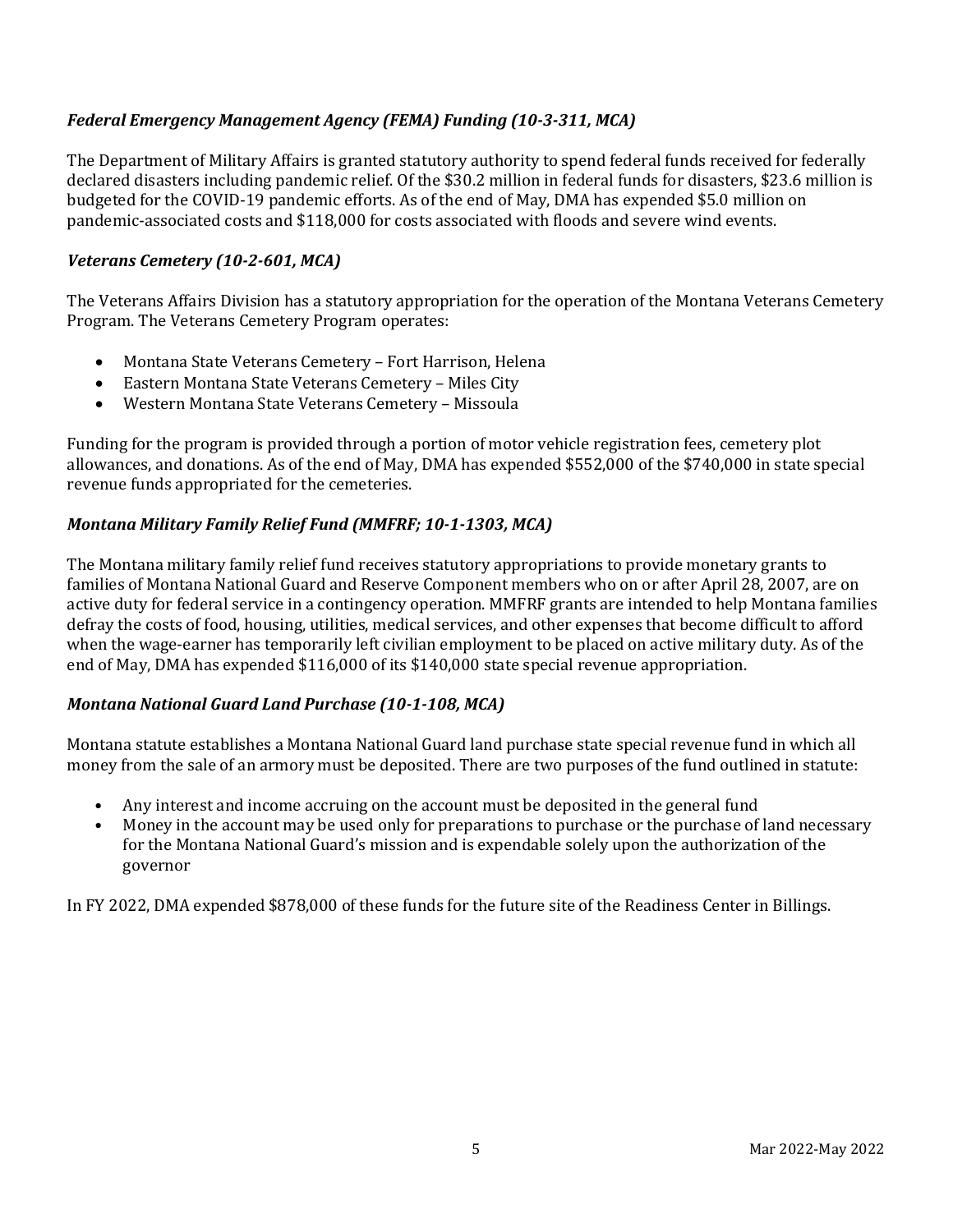### *Federal Emergency Management Agency (FEMA) Funding (10-3-311, MCA)*

The Department of Military Affairs is granted statutory authority to spend federal funds received for federally declared disasters including pandemic relief. Of the $30.2 million in federal funds for disasters, $23.6 million is budgeted for the COVID-19 pandemic efforts. As of the end of May, DMA has expended $5.0 million on pandemic-associated costs and $118,000 for costs associated with floods and severe wind events.

### *Veterans Cemetery (10-2-601, MCA)*

The Veterans Affairs Division has a statutory appropriation for the operation of the Montana Veterans Cemetery Program. The Veterans Cemetery Program operates:

- Montana State Veterans Cemetery – Fort Harrison, Helena
- Eastern Montana State Veterans Cemetery – Miles City
- Western Montana State Veterans Cemetery – Missoula

Funding for the program is provided through a portion of motor vehicle registration fees, cemetery plot allowances, and donations. As of the end of May, DMA has expended $552,000 of the $740,000 in state special revenue funds appropriated for the cemeteries.

### *Montana Military Family Relief Fund (MMFRF; 10-1-1303, MCA)*

The Montana military family relief fund receives statutory appropriations to provide monetary grants to families of Montana National Guard and Reserve Component members who on or after April 28, 2007, are on active duty for federal service in a contingency operation. MMFRF grants are intended to help Montana families defray the costs of food, housing, utilities, medical services, and other expenses that become difficult to afford when the wage-earner has temporarily left civilian employment to be placed on active military duty. As of the end of May, DMA has expended $116,000 of its $140,000 state special revenue appropriation.

### *Montana National Guard Land Purchase (10-1-108, MCA)*

Montana statute establishes a Montana National Guard land purchase state special revenue fund in which all money from the sale of an armory must be deposited. There are two purposes of the fund outlined in statute:

- Any interest and income accruing on the account must be deposited in the general fund
- Money in the account may be used only for preparations to purchase or the purchase of land necessary for the Montana National Guard's mission and is expendable solely upon the authorization of the governor

In FY 2022, DMA expended $878,000 of these funds for the future site of the Readiness Center in Billings.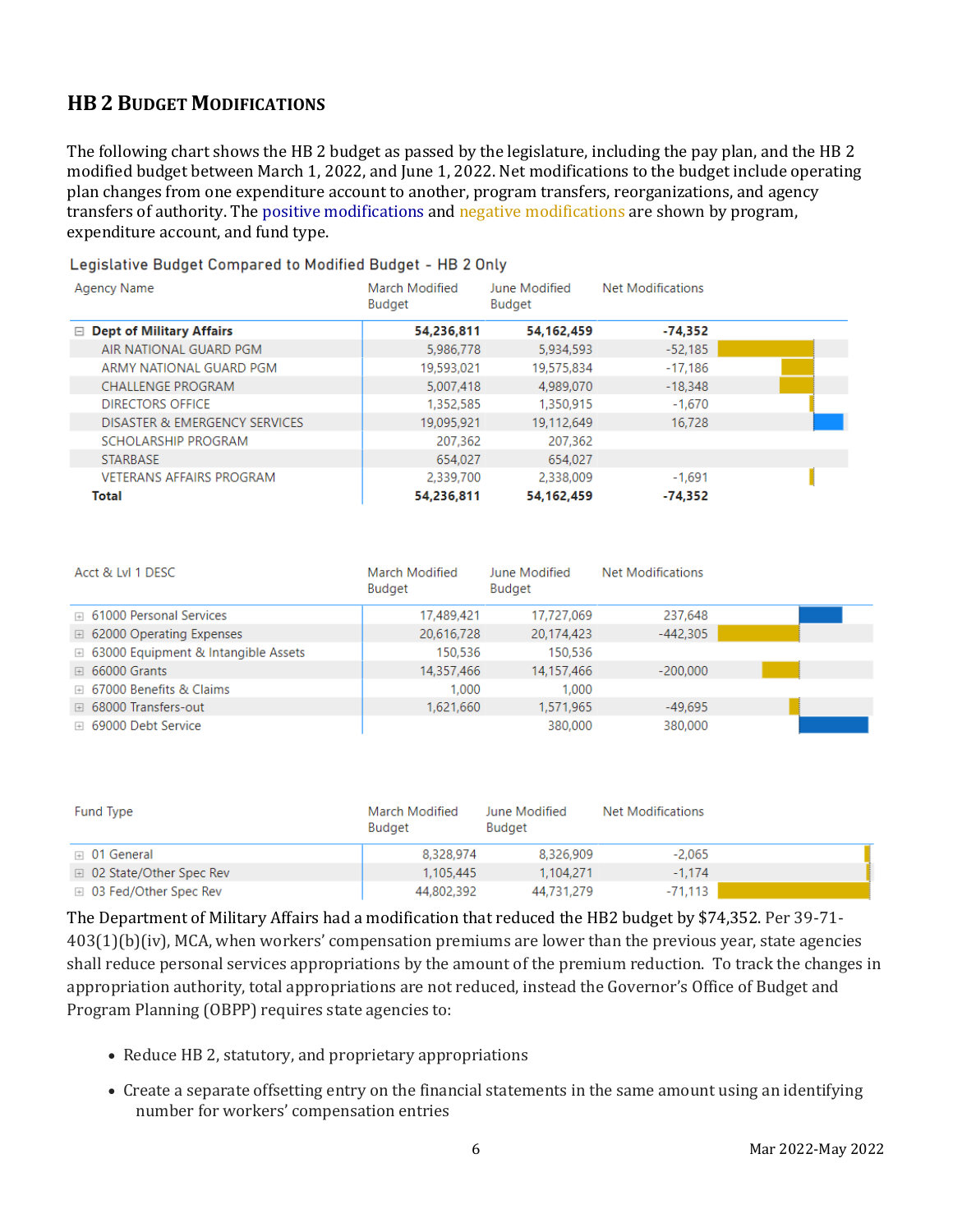## HB 2 Budget Modifications

The following chart shows the HB 2 budget as passed by the legislature, including the pay plan, and the HB 2 modified budget between March 1, 2022, and June 1, 2022. Net modifications to the budget include operating plan changes from one expenditure account to another, program transfers, reorganizations, and agency transfers of authority. The positive modifications and negative modifications are shown by program, expenditure account, and fund type.

Legislative Budget Compared to Modified Budget - HB 2 Only

| Agency Name | March Modified Budget | June Modified Budget | Net Modifications |
|---|---|---|---|
| **Dept of Military Affairs** | **54,236,811** | **54,162,459** | **-74,352** |
| AIR NATIONAL GUARD PGM | 5,986,778 | 5,934,593 | -52,185 |
| ARMY NATIONAL GUARD PGM | 19,593,021 | 19,575,834 | -17,186 |
| CHALLENGE PROGRAM | 5,007,418 | 4,989,070 | -18,348 |
| DIRECTORS OFFICE | 1,352,585 | 1,350,915 | -1,670 |
| DISASTER & EMERGENCY SERVICES | 19,095,921 | 19,112,649 | 16,728 |
| SCHOLARSHIP PROGRAM | 207,362 | 207,362 | |
| STARBASE | 654,027 | 654,027 | |
| VETERANS AFFAIRS PROGRAM | 2,339,700 | 2,338,009 | -1,691 |
| **Total** | **54,236,811** | **54,162,459** | **-74,352** |

| Acct & Lvl 1 DESC | March Modified Budget | June Modified Budget | Net Modifications |
|---|---|---|---|
| 61000 Personal Services | 17,489,421 | 17,727,069 | 237,648 |
| 62000 Operating Expenses | 20,616,728 | 20,174,423 | -442,305 |
| 63000 Equipment & Intangible Assets | 150,536 | 150,536 | |
| 66000 Grants | 14,357,466 | 14,157,466 | -200,000 |
| 67000 Benefits & Claims | 1,000 | 1,000 | |
| 68000 Transfers-out | 1,621,660 | 1,571,965 | -49,695 |
| 69000 Debt Service | | 380,000 | 380,000 |

| Fund Type | March Modified Budget | June Modified Budget | Net Modifications |
|---|---|---|---|
| 01 General | 8,328,974 | 8,326,909 | -2,065 |
| 02 State/Other Spec Rev | 1,105,445 | 1,104,271 | -1,174 |
| 03 Fed/Other Spec Rev | 44,802,392 | 44,731,279 | -71,113 |

The Department of Military Affairs had a modification that reduced the HB2 budget by $74,352. Per 39-71-403(1)(b)(iv), MCA, when workers' compensation premiums are lower than the previous year, state agencies shall reduce personal services appropriations by the amount of the premium reduction. To track the changes in appropriation authority, total appropriations are not reduced, instead the Governor's Office of Budget and Program Planning (OBPP) requires state agencies to:

- Reduce HB 2, statutory, and proprietary appropriations
- Create a separate offsetting entry on the financial statements in the same amount using an identifying number for workers' compensation entries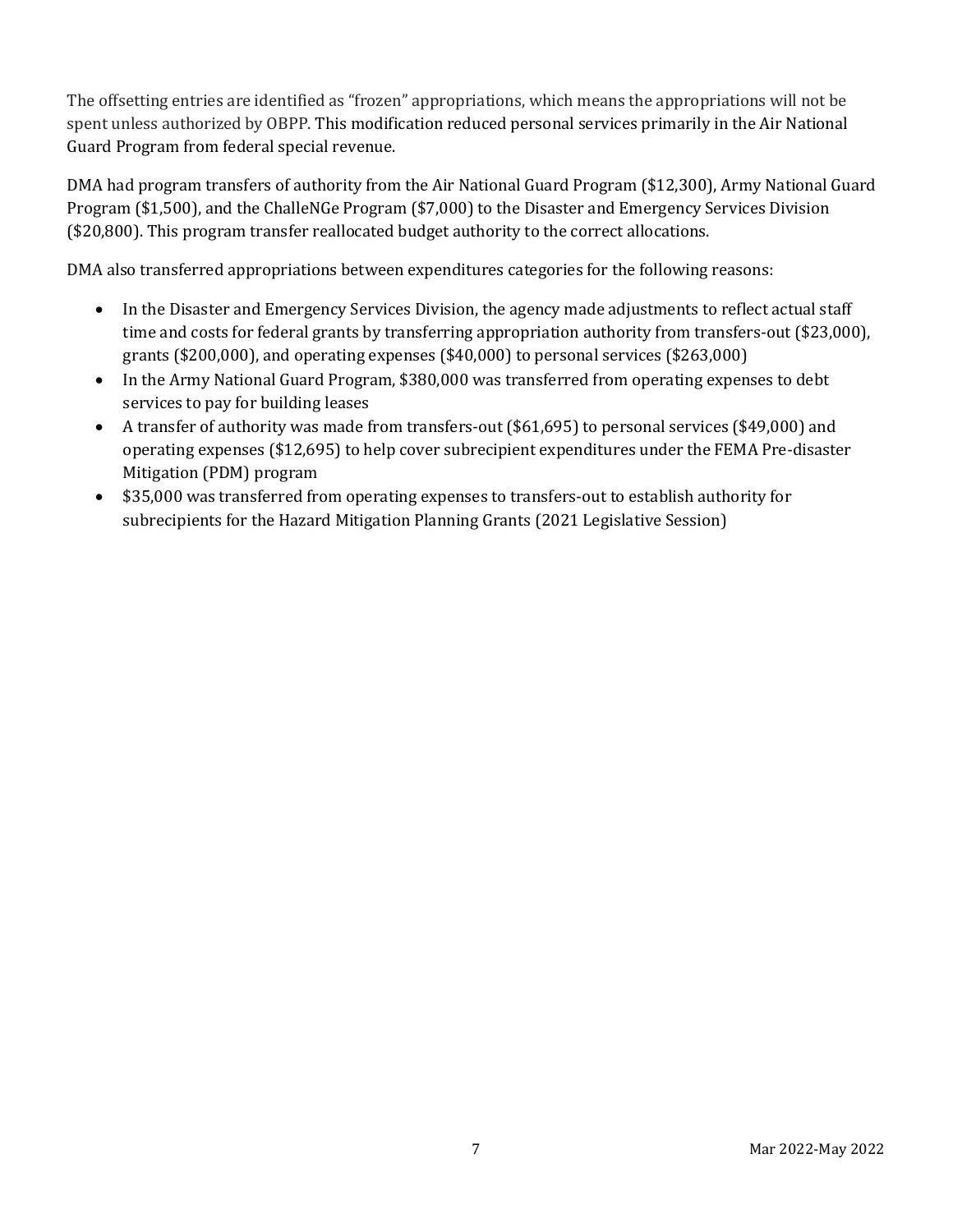The offsetting entries are identified as "frozen" appropriations, which means the appropriations will not be spent unless authorized by OBPP. This modification reduced personal services primarily in the Air National Guard Program from federal special revenue.

DMA had program transfers of authority from the Air National Guard Program ($12,300), Army National Guard Program ($1,500), and the ChalleNGe Program ($7,000) to the Disaster and Emergency Services Division ($20,800). This program transfer reallocated budget authority to the correct allocations.

DMA also transferred appropriations between expenditures categories for the following reasons:

- In the Disaster and Emergency Services Division, the agency made adjustments to reflect actual staff time and costs for federal grants by transferring appropriation authority from transfers-out ($23,000), grants ($200,000), and operating expenses ($40,000) to personal services ($263,000)
- In the Army National Guard Program, $380,000 was transferred from operating expenses to debt services to pay for building leases
- A transfer of authority was made from transfers-out ($61,695) to personal services ($49,000) and operating expenses ($12,695) to help cover subrecipient expenditures under the FEMA Pre-disaster Mitigation (PDM) program
- $35,000 was transferred from operating expenses to transfers-out to establish authority for subrecipients for the Hazard Mitigation Planning Grants (2021 Legislative Session)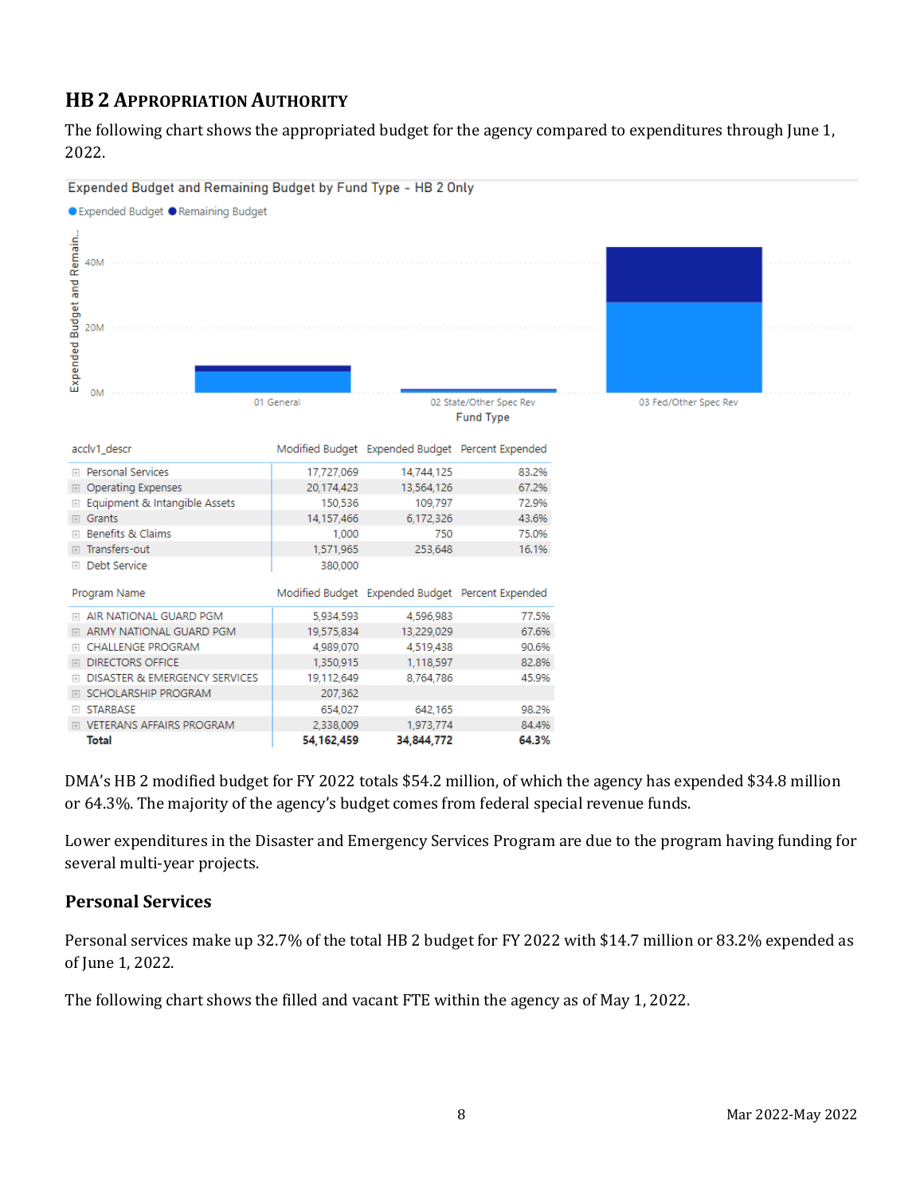## HB 2 Appropriation Authority

The following chart shows the appropriated budget for the agency compared to expenditures through June 1, 2022.

Expended Budget and Remaining Budget by Fund Type - HB 2 Only

| acclv1_descr | Modified Budget | Expended Budget | Percent Expended |
|---|---|---|---|
| Personal Services | 17,727,069 | 14,744,125 | 83.2% |
| Operating Expenses | 20,174,423 | 13,564,126 | 67.2% |
| Equipment & Intangible Assets | 150,536 | 109,797 | 72.9% |
| Grants | 14,157,466 | 6,172,326 | 43.6% |
| Benefits & Claims | 1,000 | 750 | 75.0% |
| Transfers-out | 1,571,965 | 253,648 | 16.1% |
| Debt Service | 380,000 | | |

| Program Name | Modified Budget | Expended Budget | Percent Expended |
|---|---|---|---|
| AIR NATIONAL GUARD PGM | 5,934,593 | 4,596,983 | 77.5% |
| ARMY NATIONAL GUARD PGM | 19,575,834 | 13,229,029 | 67.6% |
| CHALLENGE PROGRAM | 4,989,070 | 4,519,438 | 90.6% |
| DIRECTORS OFFICE | 1,350,915 | 1,118,597 | 82.8% |
| DISASTER & EMERGENCY SERVICES | 19,112,649 | 8,764,786 | 45.9% |
| SCHOLARSHIP PROGRAM | 207,362 | | |
| STARBASE | 654,027 | 642,165 | 98.2% |
| VETERANS AFFAIRS PROGRAM | 2,338,009 | 1,973,774 | 84.4% |
| **Total** | **54,162,459** | **34,844,772** | **64.3%** |

DMA's HB 2 modified budget for FY 2022 totals $54.2 million, of which the agency has expended $34.8 million or 64.3%. The majority of the agency's budget comes from federal special revenue funds.

Lower expenditures in the Disaster and Emergency Services Program are due to the program having funding for several multi-year projects.

### Personal Services

Personal services make up 32.7% of the total HB 2 budget for FY 2022 with $14.7 million or 83.2% expended as of June 1, 2022.

The following chart shows the filled and vacant FTE within the agency as of May 1, 2022.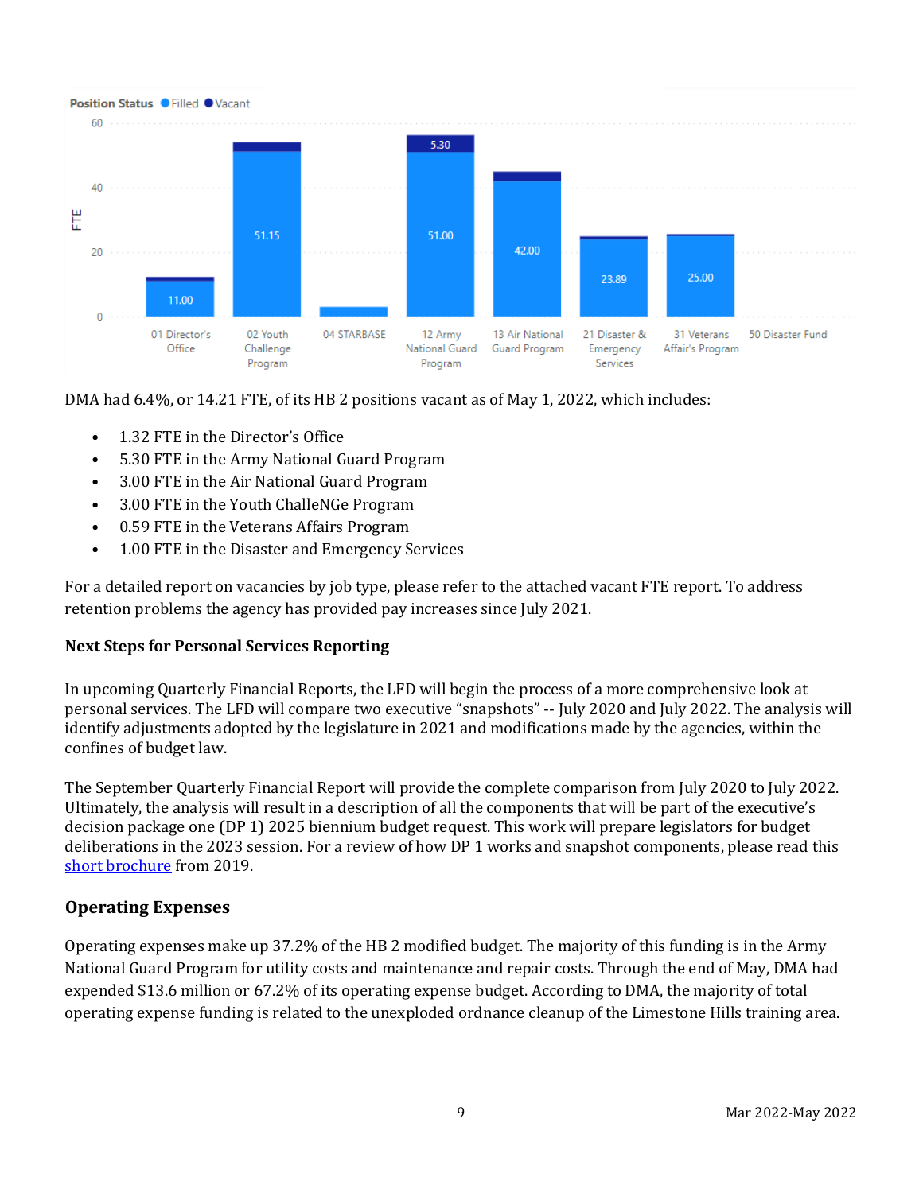Position Status ● Filled ● Vacant

DMA had 6.4%, or 14.21 FTE, of its HB 2 positions vacant as of May 1, 2022, which includes:

- 1.32 FTE in the Director's Office
- 5.30 FTE in the Army National Guard Program
- 3.00 FTE in the Air National Guard Program
- 3.00 FTE in the Youth ChalleNGe Program
- 0.59 FTE in the Veterans Affairs Program
- 1.00 FTE in the Disaster and Emergency Services

For a detailed report on vacancies by job type, please refer to the attached vacant FTE report. To address retention problems the agency has provided pay increases since July 2021.

### Next Steps for Personal Services Reporting

In upcoming Quarterly Financial Reports, the LFD will begin the process of a more comprehensive look at personal services. The LFD will compare two executive "snapshots" -- July 2020 and July 2022. The analysis will identify adjustments adopted by the legislature in 2021 and modifications made by the agencies, within the confines of budget law.

The September Quarterly Financial Report will provide the complete comparison from July 2020 to July 2022. Ultimately, the analysis will result in a description of all the components that will be part of the executive's decision package one (DP 1) 2025 biennium budget request. This work will prepare legislators for budget deliberations in the 2023 session. For a review of how DP 1 works and snapshot components, please read this short brochure from 2019.

## Operating Expenses

Operating expenses make up 37.2% of the HB 2 modified budget. The majority of this funding is in the Army National Guard Program for utility costs and maintenance and repair costs. Through the end of May, DMA had expended $13.6 million or 67.2% of its operating expense budget. According to DMA, the majority of total operating expense funding is related to the unexploded ordnance cleanup of the Limestone Hills training area.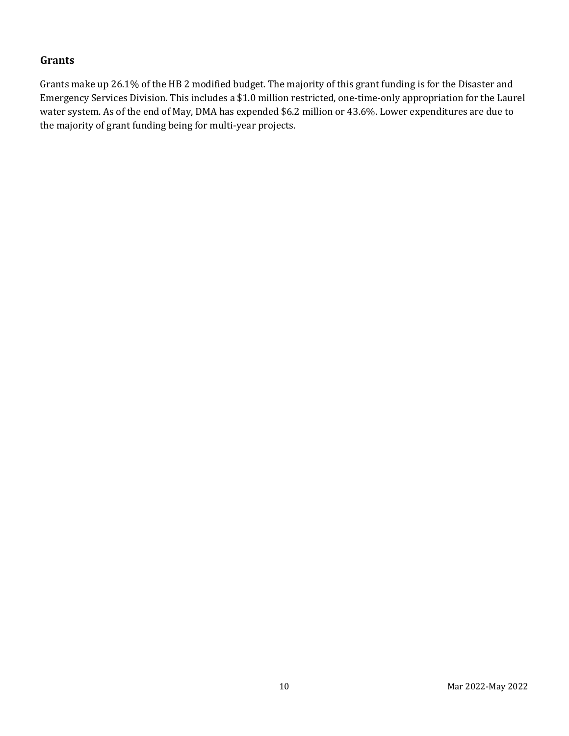### Grants

Grants make up 26.1% of the HB 2 modified budget. The majority of this grant funding is for the Disaster and Emergency Services Division. This includes a $1.0 million restricted, one-time-only appropriation for the Laurel water system. As of the end of May, DMA has expended $6.2 million or 43.6%. Lower expenditures are due to the majority of grant funding being for multi-year projects.